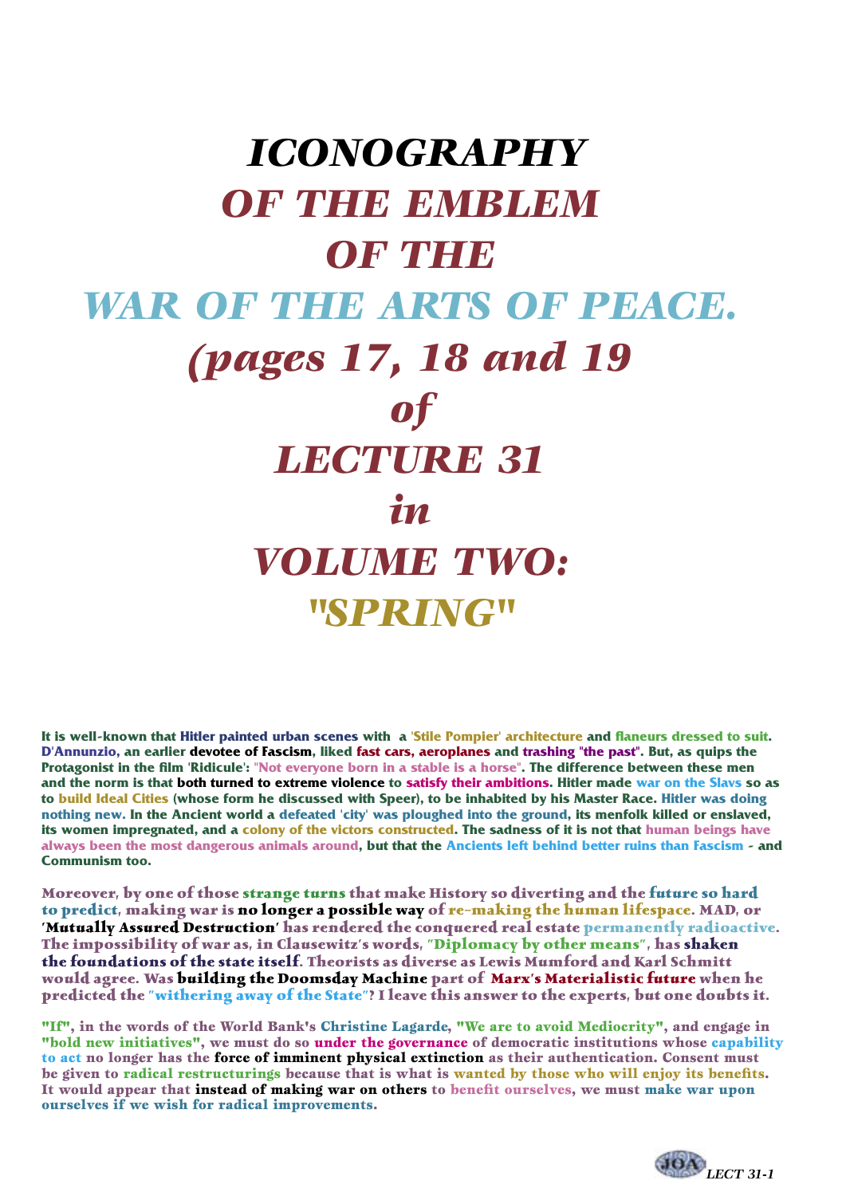# *ICONOGRAPHY OF THE EMBLEM OF THE WAR OF THE ARTS OF PEACE. (pages 17, 18 and 19 of LECTURE 31 in VOLUME TWO: "SPRING"*

**It is well-known that Hitler painted urban scenes with a 'Stile Pompier' architecture and flaneurs dressed to suit. D'Annunzio, an earlier devotee of Fascism, liked fast cars, aeroplanes and trashing "the past". But, as quips the Protagonist in the film 'Ridicule': "Not everyone born in a stable is a horse". The difference between these men and the norm is that both turned to extreme violence to satisfy their ambitions. Hitler made war on the Slavs so as to build Ideal Cities (whose form he discussed with Speer), to be inhabited by his Master Race. Hitler was doing nothing new. In the Ancient world a defeated 'city' was ploughed into the ground, its menfolk killed or enslaved, its women impregnated, and a colony of the victors constructed. The sadness of it is not that human beings have always been the most dangerous animals around, but that the Ancients left behind better ruins than Fascism - and Communism too.**

**Moreover, by one of those strange turns that make History so diverting and the future so hard to predict, making war is no longer a possible way of re-making the human lifespace. MAD, or 'Mutually Assured Destruction' has rendered the conquered real estate permanently radioactive. The impossibility of war as, in Clausewitz's words, "Diplomacy by other means", has shaken the foundations of the state itself. Theorists as diverse as Lewis Mumford and Karl Schmitt would agree. Was building the Doomsday Machine part of Marx's Materialistic future when he predicted the "withering away of the State"? I leave this answer to the experts, but one doubts it.**

**"If", in the words of the World Bank's Christine Lagarde, "We are to avoid Mediocrity", and engage in "bold new initiatives", we must do so under the governance of democratic institutions whose capability to act no longer has the force of imminent physical extinction as their authentication. Consent must be given to radical restructurings because that is what is wanted by those who will enjoy its benefits. It would appear that instead of making war on others to benefit ourselves, we must make war upon ourselves if we wish for radical improvements.**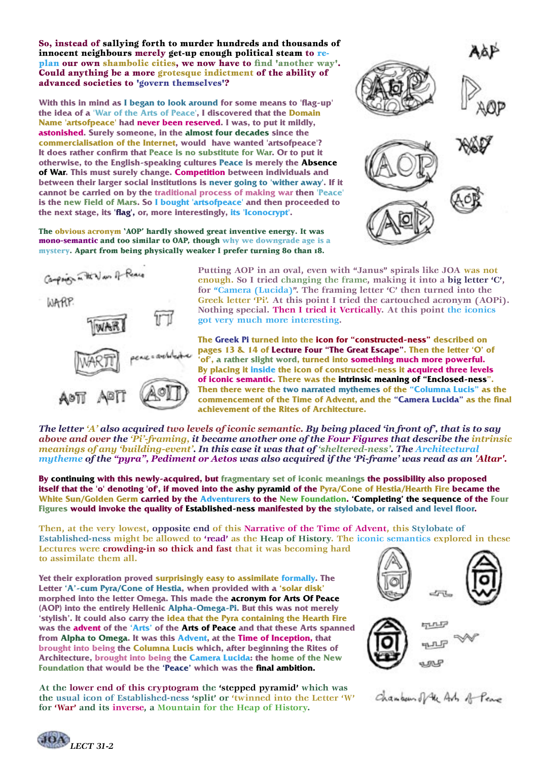**So, instead of sallying forth to murder hundreds and thousands of innocent neighbours merely get-up enough political steam to re-plan our own shambolic cities, we now have to find 'another way'. Could anything be a more grotesque indictment of the ability of advanced societies to 'govern themselves'?**

**With this in mind as I began to look around for some means to 'flag-up' the idea of a 'War of the Arts of Peace', I discovered that the Domain Name 'artsofpeace' had never been reserved. I was, to put it mildly, astonished. Surely someone, in the almost four decades since the commercialisation of the Internet, would have wanted 'artsofpeace'? It does rather confirm that Peace is no substitute for War. Or to put it otherwise, to the English-speaking cultures Peace is merely the Absence of War. This must surely change. Competition between individuals and between their larger social institutions is never going to 'wither away'. If it cannot be carried on by the traditional process of making war then 'Peace' is the new Field of Mars. So I bought 'artsofpeace' and then proceeded to the next stage, its 'flag', or, more interestingly, its 'Iconocrypt'.**

**The obvious acronym 'AOP' hardly showed great inventive energy. It was mono-semantic and too similar to OAP, though why we downgrade age is a mystery. Apart from being physically weaker I prefer turning 80 than 18.**

Putting AOP in an oval, even with "Janus" spirals like JOA was not enough. So I tried changing the frame, making it into a big letter 'C', for "Camera (Lucida)". The framing letter 'C' then turned into the Greek letter 'Pi'. At this point I tried the cartouched acronym (AOPi). Nothing special. Then I tried it Vertically. At this point the iconics got very much more interesting.

**The Greek Pi turned into the icon for "constructed-ness" described on pages 13 & 14 of Lecture Four "The Great Escape". Then the letter 'O' of 'of', a rather slight word, turned into something much more powerful. By placing it inside the icon of constructed-ness it acquired three levels of iconic semantic. There was the intrinsic meaning of "Enclosed-ness". Then there were the two narrated mythemes of the "Columna Lucis" as the commencement of the Time of Advent, and the "Camera Lucida" as the final achievement of the Rites of Architecture.**

***The letter 'A' also acquired two levels of iconic semantic. By being placed 'in front of', that is to say above and over the 'Pi'-framing, it became another one of the Four Figures that describe the intrinsic meanings of any 'building-event'. In this case it was that of 'sheltered-ness'. The Architectural mytheme of the "pyra", Pediment or Aetos was also acquired if the 'Pi-frame' was read as an 'Altar'.***

**By continuing with this newly-acquired, but fragmentary set of iconic meanings the possibility also proposed itself that the 'o' denoting 'of', if moved into the ashy pyramid of the Pyra/Cone of Hestia/Hearth Fire became the White Sun/Golden Germ carried by the Adventurers to the New Foundation. 'Completing' the sequence of the Four Figures would invoke the quality of Established-ness manifested by the stylobate, or raised and level floor.**

Then, at the very lowest, opposite end of this Narrative of the Time of Advent, this Stylobate of Established-ness might be allowed to 'read' as the Heap of History. The iconic semantics explored in these Lectures were crowding-in so thick and fast that it was becoming hard to assimilate them all.

**Yet their exploration proved surprisingly easy to assimilate formally. The Letter 'A'-cum Pyra/Cone of Hestia, when provided with a 'solar disk' morphed into the letter Omega. This made the acronym for Arts Of Peace (AOP) into the entirely Hellenic Alpha-Omega-Pi. But this was not merely 'stylish'. It could also carry the idea that the Pyra containing the Hearth Fire was the advent of the 'Arts' of the Arts of Peace and that these Arts spanned from Alpha to Omega. It was this Advent, at the Time of Inception, that brought into being the Columna Lucis which, after beginning the Rites of Architecture, brought into being the Camera Lucida: the home of the New Foundation that would be the 'Peace' which was the final ambition.**

At the lower end of this cryptogram the 'stepped pyramid' which was the usual icon of Established-ness 'split' or 'twinned into the Letter 'W' for 'War' and its inverse, a Mountain for the Heap of History.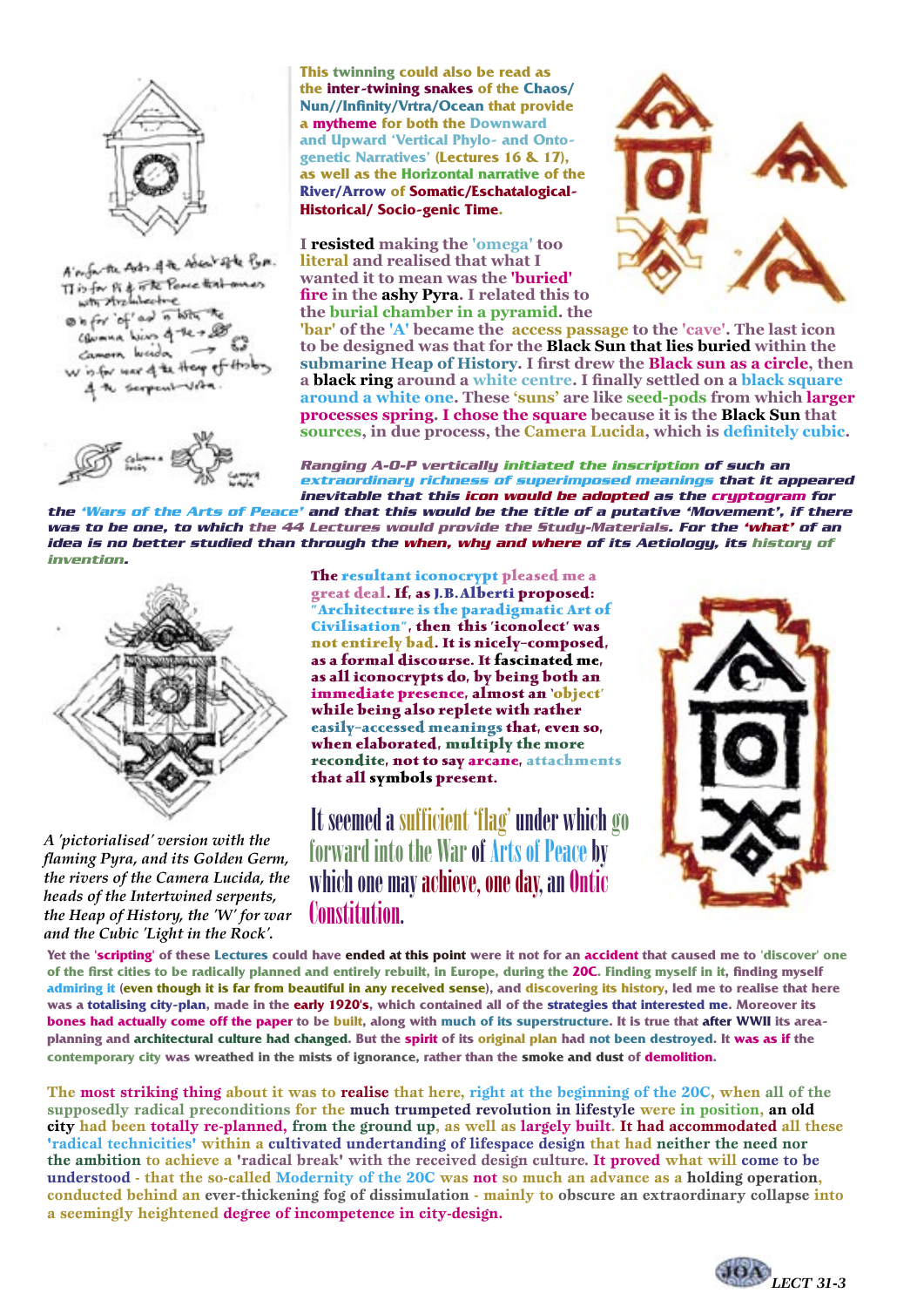This twinning could also be read as the inter-twining snakes of the Chaos/ Nun//Infinity/Vrtra/Ocean that provide a mytheme for both the Downward and Upward 'Vertical Phylo- and Onto-genetic Narratives' (Lectures 16 & 17), as well as the Horizontal narrative of the River/Arrow of Somatic/Eschatological-Historical/ Socio-genic Time.

I resisted making the 'omega' too literal and realised that what I wanted it to mean was the 'buried' fire in the ashy Pyra. I related this to the burial chamber in a pyramid. the 'bar' of the 'A' became the access passage to the 'cave'. The last icon to be designed was that for the Black Sun that lies buried within the submarine Heap of History. I first drew the Black sun as a circle, then a black ring around a white centre. I finally settled on a black square around a white one. These 'suns' are like seed-pods from which larger processes spring. I chose the square because it is the Black Sun that sources, in due process, the Camera Lucida, which is definitely cubic.

*Ranging A-O-P vertically initiated the inscription of such an extraordinary richness of superimposed meanings that it appeared inevitable that this icon would be adopted as the cryptogram for the 'Wars of the Arts of Peace' and that this would be the title of a putative 'Movement', if there was to be one, to which the 44 Lectures would provide the Study-Materials. For the 'what' of an idea is no better studied than through the when, why and where of its Aetiology, its history of invention.*

*A 'pictorialised' version with the flaming Pyra, and its Golden Germ, the rivers of the Camera Lucida, the heads of the Intertwined serpents, the Heap of History, the 'W' for war and the Cubic 'Light in the Rock'.*

The resultant iconocrypt pleased me a great deal. If, as J.B.Alberti proposed: "Architecture is the paradigmatic Art of Civilisation", then this 'iconolect' was not entirely bad. It is nicely-composed, as a formal discourse. It fascinated me, as all iconocrypts do, by being both an immediate presence, almost an 'object' while being also replete with rather easily-accessed meanings that, even so, when elaborated, multiply the more recondite, not to say arcane, attachments that all symbols present.

It seemed a sufficient 'flag' under which go forward into the War of Arts of Peace by which one may achieve, one day, an Ontic Constitution.

Yet the 'scripting' of these Lectures could have ended at this point were it not for an accident that caused me to 'discover' one of the first cities to be radically planned and entirely rebuilt, in Europe, during the 20C. Finding myself in it, finding myself admiring it (even though it is far from beautiful in any received sense), and discovering its history, led me to realise that here was a totalising city-plan, made in the early 1920's, which contained all of the strategies that interested me. Moreover its bones had actually come off the paper to be built, along with much of its superstructure. It is true that after WWII its area-planning and architectural culture had changed. But the spirit of its original plan had not been destroyed. It was as if the contemporary city was wreathed in the mists of ignorance, rather than the smoke and dust of demolition.

The most striking thing about it was to realise that here, right at the beginning of the 20C, when all of the supposedly radical preconditions for the much trumpeted revolution in lifestyle were in position, an old city had been totally re-planned, from the ground up, as well as largely built. It had accommodated all these 'radical technicities' within a cultivated undertanding of lifespace design that had neither the need nor the ambition to achieve a 'radical break' with the received design culture. It proved what will come to be understood - that the so-called Modernity of the 20C was not so much an advance as a holding operation, conducted behind an ever-thickening fog of dissimulation - mainly to obscure an extraordinary collapse into a seemingly heightened degree of incompetence in city-design.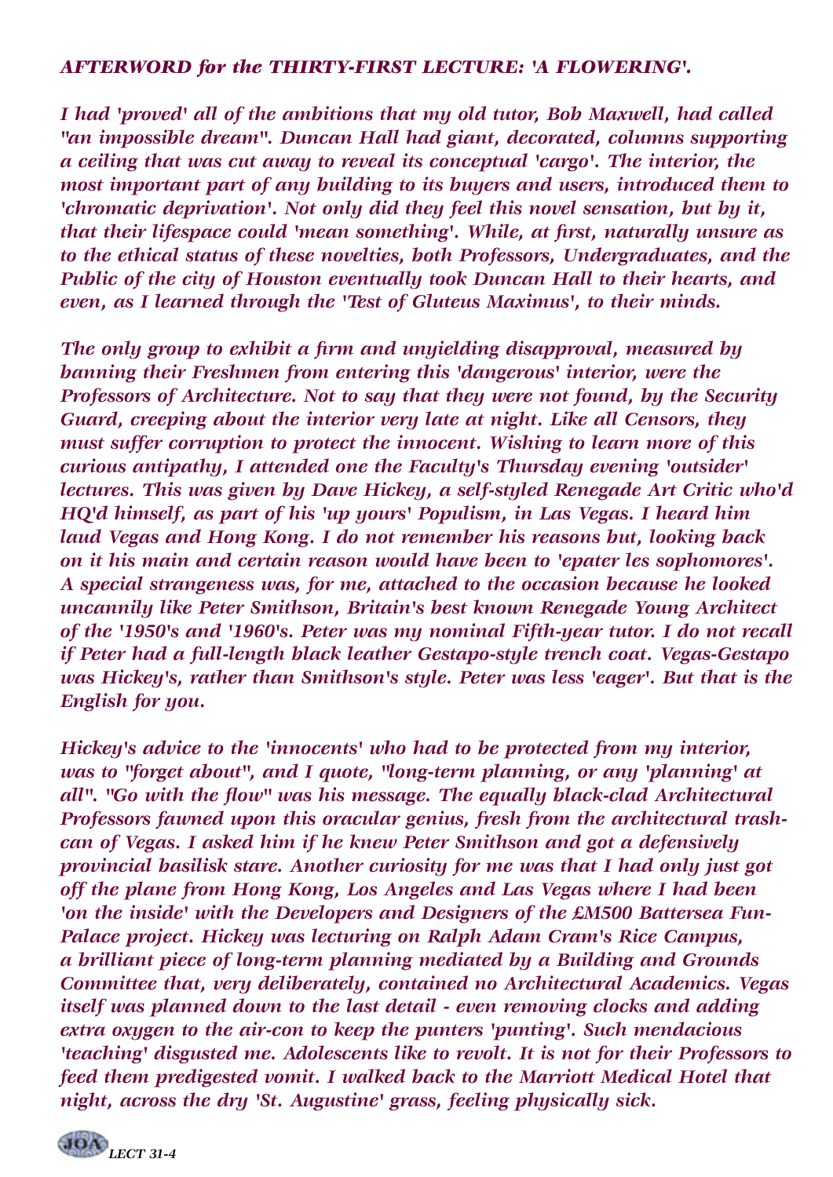***AFTERWORD for the THIRTY-FIRST LECTURE: 'A FLOWERING'.***

*I had 'proved' all of the ambitions that my old tutor, Bob Maxwell, had called "an impossible dream". Duncan Hall had giant, decorated, columns supporting a ceiling that was cut away to reveal its conceptual 'cargo'. The interior, the most important part of any building to its buyers and users, introduced them to 'chromatic deprivation'. Not only did they feel this novel sensation, but by it, that their lifespace could 'mean something'. While, at first, naturally unsure as to the ethical status of these novelties, both Professors, Undergraduates, and the Public of the city of Houston eventually took Duncan Hall to their hearts, and even, as I learned through the 'Test of Gluteus Maximus', to their minds.*

*The only group to exhibit a firm and unyielding disapproval, measured by banning their Freshmen from entering this 'dangerous' interior, were the Professors of Architecture. Not to say that they were not found, by the Security Guard, creeping about the interior very late at night. Like all Censors, they must suffer corruption to protect the innocent. Wishing to learn more of this curious antipathy, I attended one the Faculty's Thursday evening 'outsider' lectures. This was given by Dave Hickey, a self-styled Renegade Art Critic who'd HQ'd himself, as part of his 'up yours' Populism, in Las Vegas. I heard him laud Vegas and Hong Kong. I do not remember his reasons but, looking back on it his main and certain reason would have been to 'epater les sophomores'. A special strangeness was, for me, attached to the occasion because he looked uncannily like Peter Smithson, Britain's best known Renegade Young Architect of the '1950's and '1960's. Peter was my nominal Fifth-year tutor. I do not recall if Peter had a full-length black leather Gestapo-style trench coat. Vegas-Gestapo was Hickey's, rather than Smithson's style. Peter was less 'eager'. But that is the English for you.*

*Hickey's advice to the 'innocents' who had to be protected from my interior, was to "forget about", and I quote, "long-term planning, or any 'planning' at all". "Go with the flow" was his message. The equally black-clad Architectural Professors fawned upon this oracular genius, fresh from the architectural trash-can of Vegas. I asked him if he knew Peter Smithson and got a defensively provincial basilisk stare. Another curiosity for me was that I had only just got off the plane from Hong Kong, Los Angeles and Las Vegas where I had been 'on the inside' with the Developers and Designers of the £M500 Battersea Fun-Palace project. Hickey was lecturing on Ralph Adam Cram's Rice Campus, a brilliant piece of long-term planning mediated by a Building and Grounds Committee that, very deliberately, contained no Architectural Academics. Vegas itself was planned down to the last detail - even removing clocks and adding extra oxygen to the air-con to keep the punters 'punting'. Such mendacious 'teaching' disgusted me. Adolescents like to revolt. It is not for their Professors to feed them predigested vomit. I walked back to the Marriott Medical Hotel that night, across the dry 'St. Augustine' grass, feeling physically sick.*